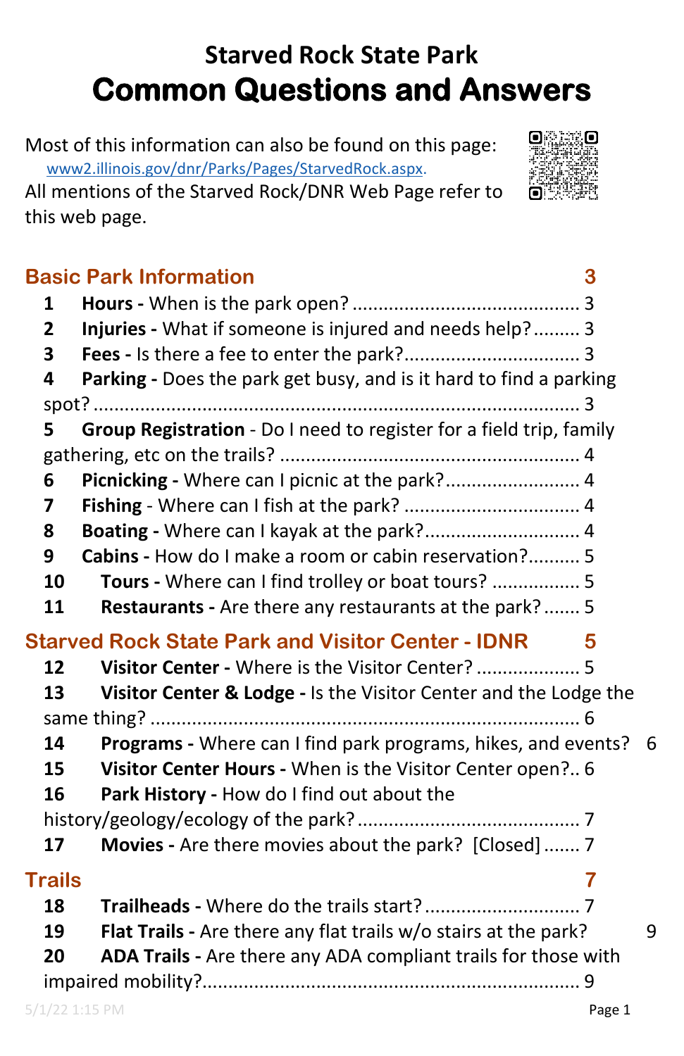# Starved Rock State Park
# Common Questions and Answers

Most of this information can also be found on this page: www2.illinois.gov/dnr/Parks/Pages/StarvedRock.aspx.
All mentions of the Starved Rock/DNR Web Page refer to this web page.

## Basic Park Information ........ 3

1 **Hours -** When is the park open? ........ 3
2 **Injuries -** What if someone is injured and needs help? ........ 3
3 **Fees -** Is there a fee to enter the park? ........ 3
4 **Parking -** Does the park get busy, and is it hard to find a parking spot? ........ 3
5 **Group Registration** - Do I need to register for a field trip, family gathering, etc on the trails? ........ 4
6 **Picnicking -** Where can I picnic at the park? ........ 4
7 **Fishing** - Where can I fish at the park? ........ 4
8 **Boating -** Where can I kayak at the park? ........ 4
9 **Cabins -** How do I make a room or cabin reservation? ........ 5
10 **Tours -** Where can I find trolley or boat tours? ........ 5
11 **Restaurants -** Are there any restaurants at the park? ........ 5

## Starved Rock State Park and Visitor Center - IDNR ........ 5

12 **Visitor Center -** Where is the Visitor Center? ........ 5
13 **Visitor Center & Lodge -** Is the Visitor Center and the Lodge the same thing? ........ 6
14 **Programs -** Where can I find park programs, hikes, and events? ........ 6
15 **Visitor Center Hours -** When is the Visitor Center open? ........ 6
16 **Park History -** How do I find out about the history/geology/ecology of the park? ........ 7
17 **Movies -** Are there movies about the park? [Closed] ........ 7

## Trails ........ 7

18 **Trailheads -** Where do the trails start? ........ 7
19 **Flat Trails -** Are there any flat trails w/o stairs at the park? ........ 9
20 **ADA Trails -** Are there any ADA compliant trails for those with impaired mobility? ........ 9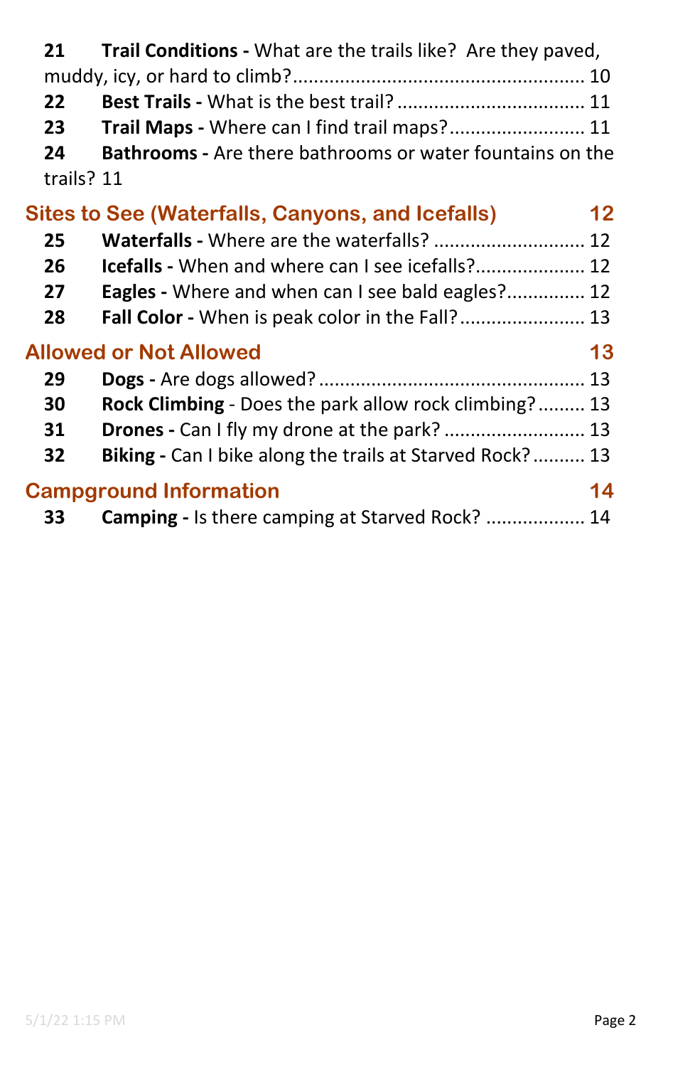**21 Trail Conditions -** What are the trails like? Are they paved, muddy, icy, or hard to climb? ........................................................ 10

**22 Best Trails -** What is the best trail? .................................... 11

**23 Trail Maps -** Where can I find trail maps?.......................... 11

**24 Bathrooms -** Are there bathrooms or water fountains on the trails? 11

## Sites to See (Waterfalls, Canyons, and Icefalls) 12

**25 Waterfalls -** Where are the waterfalls? ............................ 12

**26 Icefalls -** When and where can I see icefalls?..................... 12

**27 Eagles -** Where and when can I see bald eagles?............... 12

**28 Fall Color -** When is peak color in the Fall?........................ 13

## Allowed or Not Allowed 13

**29 Dogs -** Are dogs allowed? .................................................. 13

**30 Rock Climbing** - Does the park allow rock climbing?......... 13

**31 Drones -** Can I fly my drone at the park? ........................... 13

**32 Biking -** Can I bike along the trails at Starved Rock? .......... 13

## Campground Information 14

**33 Camping -** Is there camping at Starved Rock? ................... 14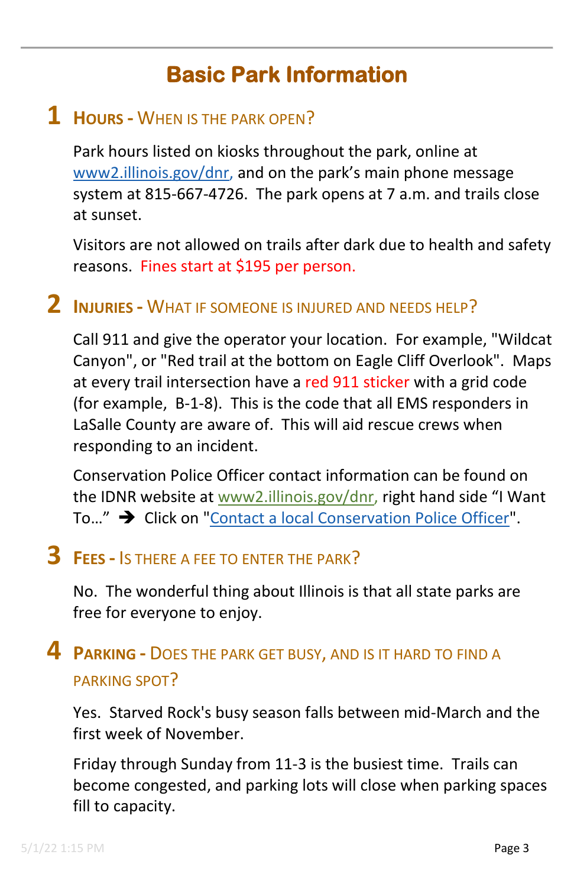# Basic Park Information

## 1 Hours - When is the park open?

Park hours listed on kiosks throughout the park, online at www2.illinois.gov/dnr, and on the park's main phone message system at 815-667-4726. The park opens at 7 a.m. and trails close at sunset.

Visitors are not allowed on trails after dark due to health and safety reasons. Fines start at $195 per person.

## 2 Injuries - What if someone is injured and needs help?

Call 911 and give the operator your location. For example, "Wildcat Canyon", or "Red trail at the bottom on Eagle Cliff Overlook". Maps at every trail intersection have a red 911 sticker with a grid code (for example, B-1-8). This is the code that all EMS responders in LaSalle County are aware of. This will aid rescue crews when responding to an incident.

Conservation Police Officer contact information can be found on the IDNR website at www2.illinois.gov/dnr, right hand side "I Want To…" ➔ Click on "Contact a local Conservation Police Officer".

## 3 Fees - Is there a fee to enter the park?

No. The wonderful thing about Illinois is that all state parks are free for everyone to enjoy.

## 4 Parking - Does the park get busy, and is it hard to find a parking spot?

Yes. Starved Rock's busy season falls between mid-March and the first week of November.

Friday through Sunday from 11-3 is the busiest time. Trails can become congested, and parking lots will close when parking spaces fill to capacity.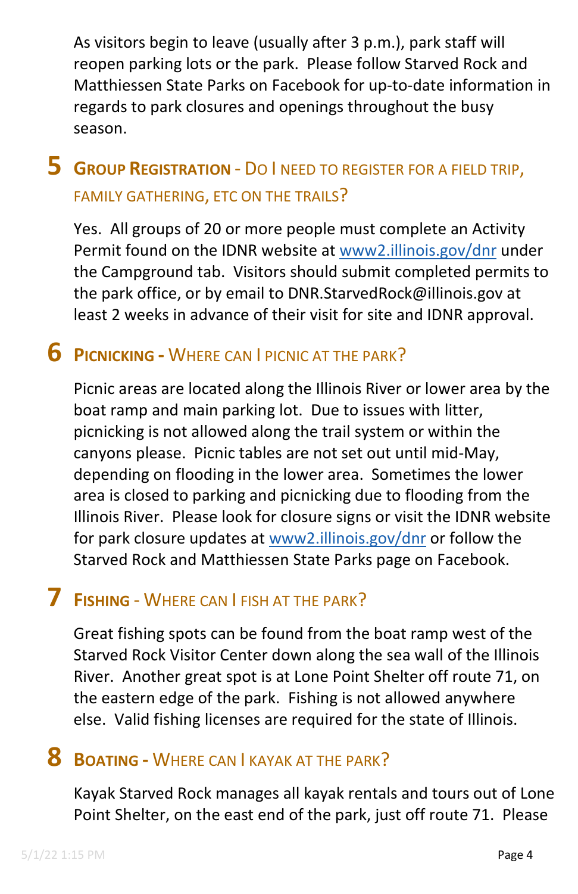As visitors begin to leave (usually after 3 p.m.), park staff will reopen parking lots or the park. Please follow Starved Rock and Matthiessen State Parks on Facebook for up-to-date information in regards to park closures and openings throughout the busy season.

## 5 Group Registration - Do I need to register for a field trip, family gathering, etc on the trails?

Yes. All groups of 20 or more people must complete an Activity Permit found on the IDNR website at www2.illinois.gov/dnr under the Campground tab. Visitors should submit completed permits to the park office, or by email to DNR.StarvedRock@illinois.gov at least 2 weeks in advance of their visit for site and IDNR approval.

## 6 Picnicking - Where can I picnic at the park?

Picnic areas are located along the Illinois River or lower area by the boat ramp and main parking lot. Due to issues with litter, picnicking is not allowed along the trail system or within the canyons please. Picnic tables are not set out until mid-May, depending on flooding in the lower area. Sometimes the lower area is closed to parking and picnicking due to flooding from the Illinois River. Please look for closure signs or visit the IDNR website for park closure updates at www2.illinois.gov/dnr or follow the Starved Rock and Matthiessen State Parks page on Facebook.

## 7 Fishing - Where can I fish at the park?

Great fishing spots can be found from the boat ramp west of the Starved Rock Visitor Center down along the sea wall of the Illinois River. Another great spot is at Lone Point Shelter off route 71, on the eastern edge of the park. Fishing is not allowed anywhere else. Valid fishing licenses are required for the state of Illinois.

## 8 Boating - Where can I kayak at the park?

Kayak Starved Rock manages all kayak rentals and tours out of Lone Point Shelter, on the east end of the park, just off route 71. Please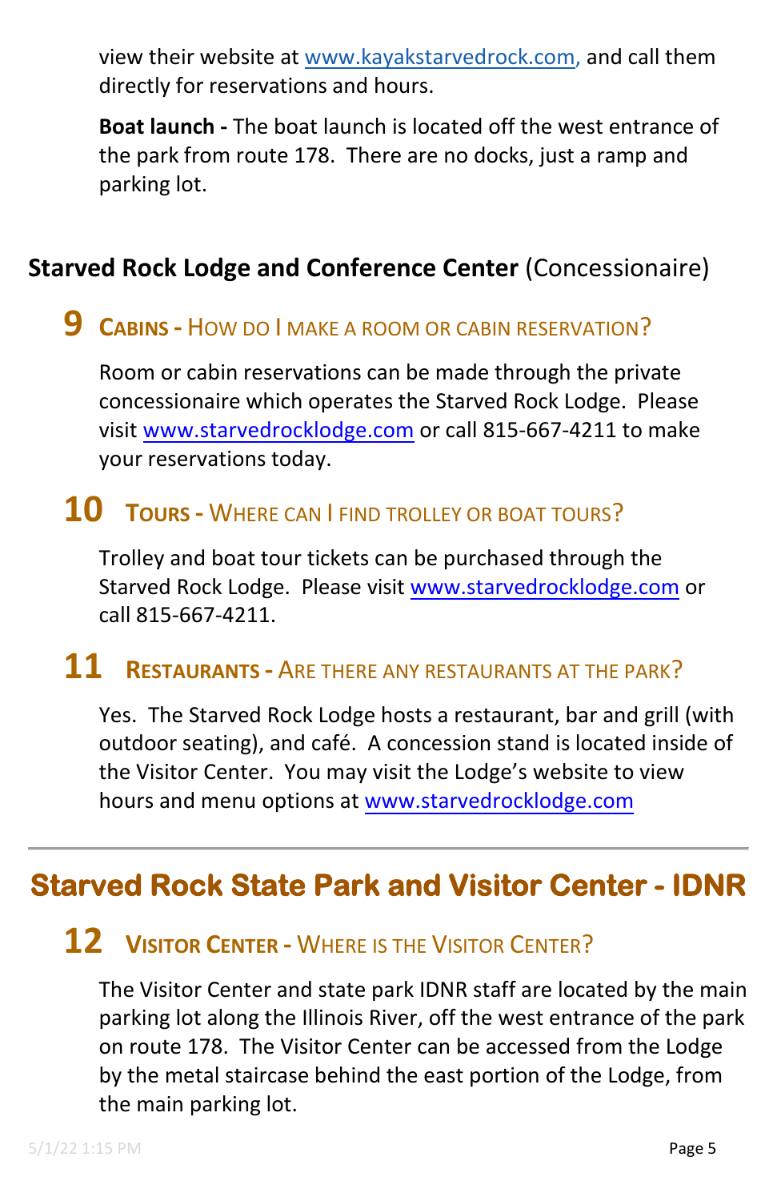view their website at www.kayakstarvedrock.com, and call them directly for reservations and hours.

**Boat launch -** The boat launch is located off the west entrance of the park from route 178. There are no docks, just a ramp and parking lot.

## **Starved Rock Lodge and Conference Center** (Concessionaire)

### 9 **Cabins -** How do I make a room or cabin reservation?

Room or cabin reservations can be made through the private concessionaire which operates the Starved Rock Lodge. Please visit www.starvedrocklodge.com or call 815-667-4211 to make your reservations today.

### 10 **Tours -** Where can I find trolley or boat tours?

Trolley and boat tour tickets can be purchased through the Starved Rock Lodge. Please visit www.starvedrocklodge.com or call 815-667-4211.

### 11 **Restaurants -** Are there any restaurants at the park?

Yes. The Starved Rock Lodge hosts a restaurant, bar and grill (with outdoor seating), and café. A concession stand is located inside of the Visitor Center. You may visit the Lodge's website to view hours and menu options at www.starvedrocklodge.com

---

## Starved Rock State Park and Visitor Center - IDNR

### 12 **Visitor Center -** Where is the Visitor Center?

The Visitor Center and state park IDNR staff are located by the main parking lot along the Illinois River, off the west entrance of the park on route 178. The Visitor Center can be accessed from the Lodge by the metal staircase behind the east portion of the Lodge, from the main parking lot.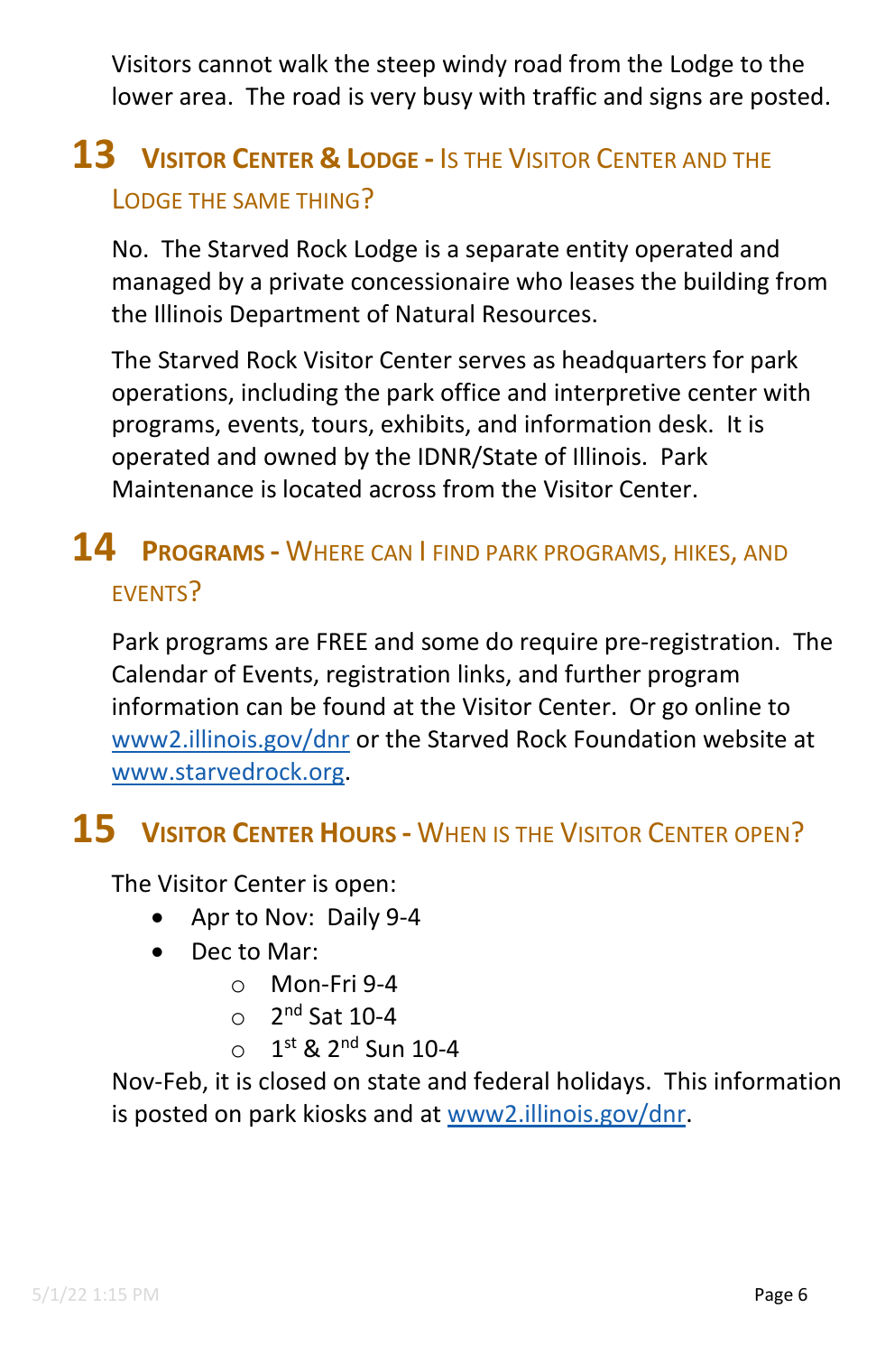Visitors cannot walk the steep windy road from the Lodge to the lower area. The road is very busy with traffic and signs are posted.

## 13 VISITOR CENTER & LODGE - IS THE VISITOR CENTER AND THE LODGE THE SAME THING?

No. The Starved Rock Lodge is a separate entity operated and managed by a private concessionaire who leases the building from the Illinois Department of Natural Resources.

The Starved Rock Visitor Center serves as headquarters for park operations, including the park office and interpretive center with programs, events, tours, exhibits, and information desk. It is operated and owned by the IDNR/State of Illinois. Park Maintenance is located across from the Visitor Center.

## 14 PROGRAMS - WHERE CAN I FIND PARK PROGRAMS, HIKES, AND EVENTS?

Park programs are FREE and some do require pre-registration. The Calendar of Events, registration links, and further program information can be found at the Visitor Center. Or go online to [www2.illinois.gov/dnr](www2.illinois.gov/dnr) or the Starved Rock Foundation website at [www.starvedrock.org](www.starvedrock.org).

## 15 VISITOR CENTER HOURS - WHEN IS THE VISITOR CENTER OPEN?

The Visitor Center is open:

- Apr to Nov: Daily 9-4
- Dec to Mar:
  - Mon-Fri 9-4
  - 2nd Sat 10-4
  - 1st & 2nd Sun 10-4

Nov-Feb, it is closed on state and federal holidays. This information is posted on park kiosks and at [www2.illinois.gov/dnr](www2.illinois.gov/dnr).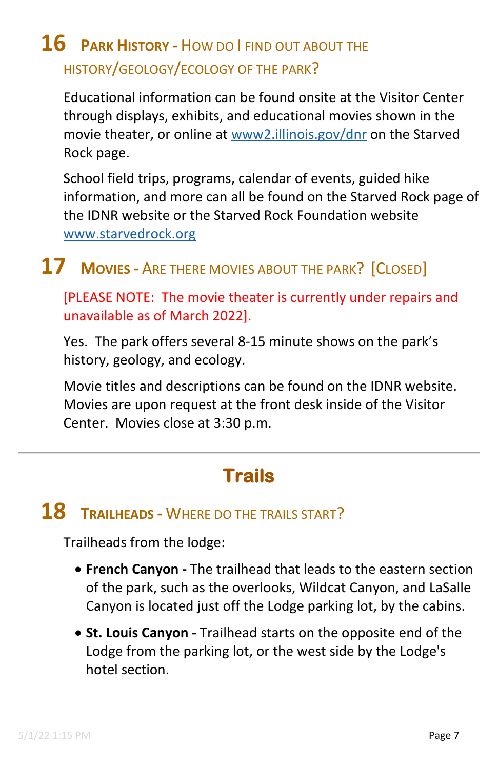## 16 Park History - How do I find out about the history/geology/ecology of the park?

Educational information can be found onsite at the Visitor Center through displays, exhibits, and educational movies shown in the movie theater, or online at [www2.illinois.gov/dnr](www2.illinois.gov/dnr) on the Starved Rock page.

School field trips, programs, calendar of events, guided hike information, and more can all be found on the Starved Rock page of the IDNR website or the Starved Rock Foundation website [www.starvedrock.org](www.starvedrock.org)

## 17 Movies - Are there movies about the park? [Closed]

[PLEASE NOTE: The movie theater is currently under repairs and unavailable as of March 2022].

Yes. The park offers several 8-15 minute shows on the park's history, geology, and ecology.

Movie titles and descriptions can be found on the IDNR website. Movies are upon request at the front desk inside of the Visitor Center. Movies close at 3:30 p.m.

---

# Trails

## 18 Trailheads - Where do the trails start?

Trailheads from the lodge:

- **French Canyon -** The trailhead that leads to the eastern section of the park, such as the overlooks, Wildcat Canyon, and LaSalle Canyon is located just off the Lodge parking lot, by the cabins.
- **St. Louis Canyon -** Trailhead starts on the opposite end of the Lodge from the parking lot, or the west side by the Lodge's hotel section.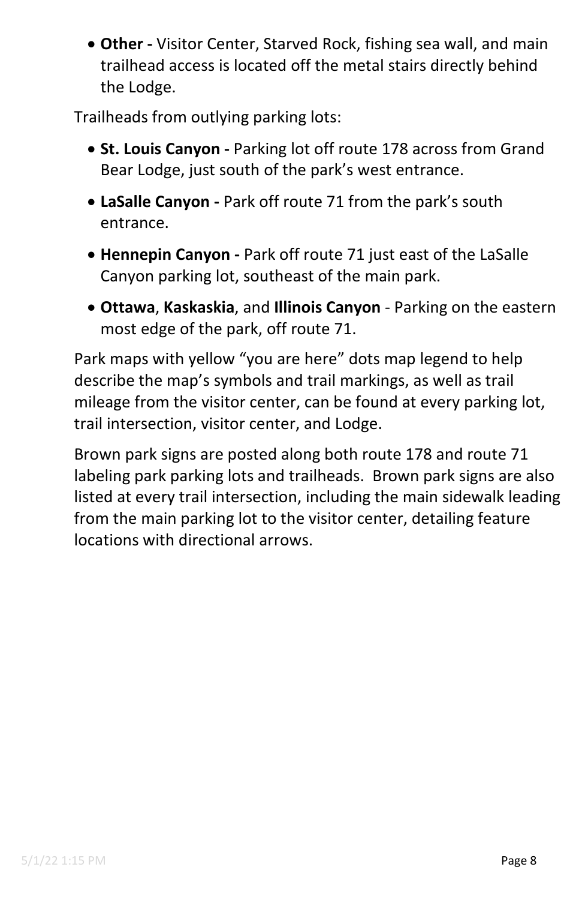- **Other -** Visitor Center, Starved Rock, fishing sea wall, and main trailhead access is located off the metal stairs directly behind the Lodge.

Trailheads from outlying parking lots:

- **St. Louis Canyon -** Parking lot off route 178 across from Grand Bear Lodge, just south of the park's west entrance.
- **LaSalle Canyon -** Park off route 71 from the park's south entrance.
- **Hennepin Canyon -** Park off route 71 just east of the LaSalle Canyon parking lot, southeast of the main park.
- **Ottawa**, **Kaskaskia**, and **Illinois Canyon** - Parking on the eastern most edge of the park, off route 71.

Park maps with yellow "you are here" dots map legend to help describe the map's symbols and trail markings, as well as trail mileage from the visitor center, can be found at every parking lot, trail intersection, visitor center, and Lodge.

Brown park signs are posted along both route 178 and route 71 labeling park parking lots and trailheads. Brown park signs are also listed at every trail intersection, including the main sidewalk leading from the main parking lot to the visitor center, detailing feature locations with directional arrows.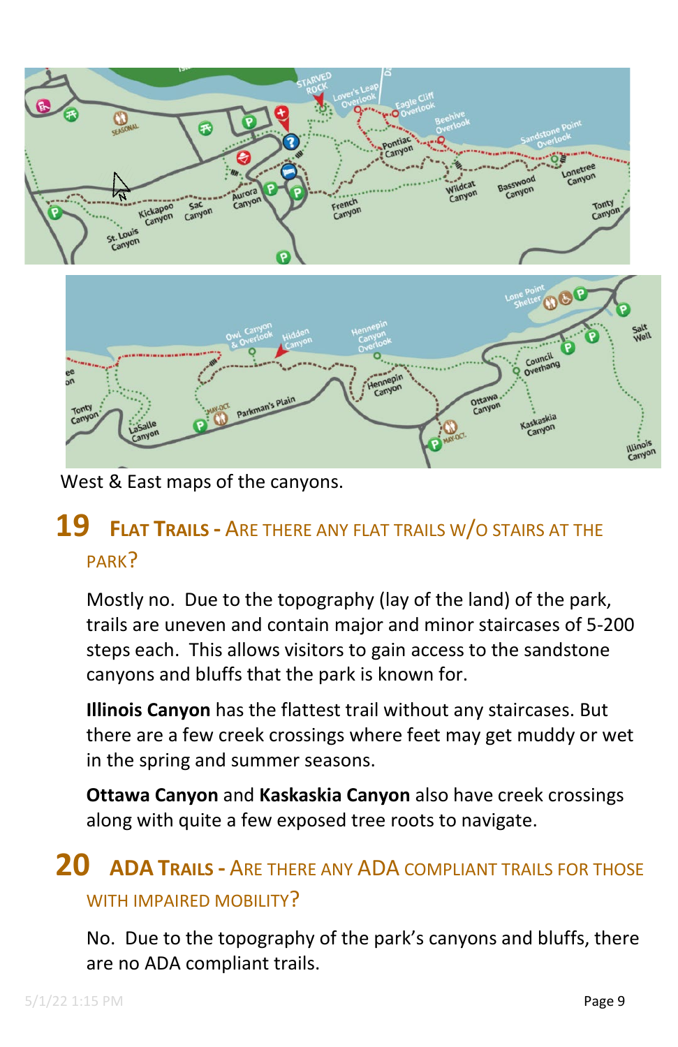West & East maps of the canyons.

## 19 Flat Trails - Are there any flat trails w/o stairs at the park?

Mostly no. Due to the topography (lay of the land) of the park, trails are uneven and contain major and minor staircases of 5-200 steps each. This allows visitors to gain access to the sandstone canyons and bluffs that the park is known for.

**Illinois Canyon** has the flattest trail without any staircases. But there are a few creek crossings where feet may get muddy or wet in the spring and summer seasons.

**Ottawa Canyon** and **Kaskaskia Canyon** also have creek crossings along with quite a few exposed tree roots to navigate.

## 20 ADA Trails - Are there any ADA compliant trails for those with impaired mobility?

No. Due to the topography of the park's canyons and bluffs, there are no ADA compliant trails.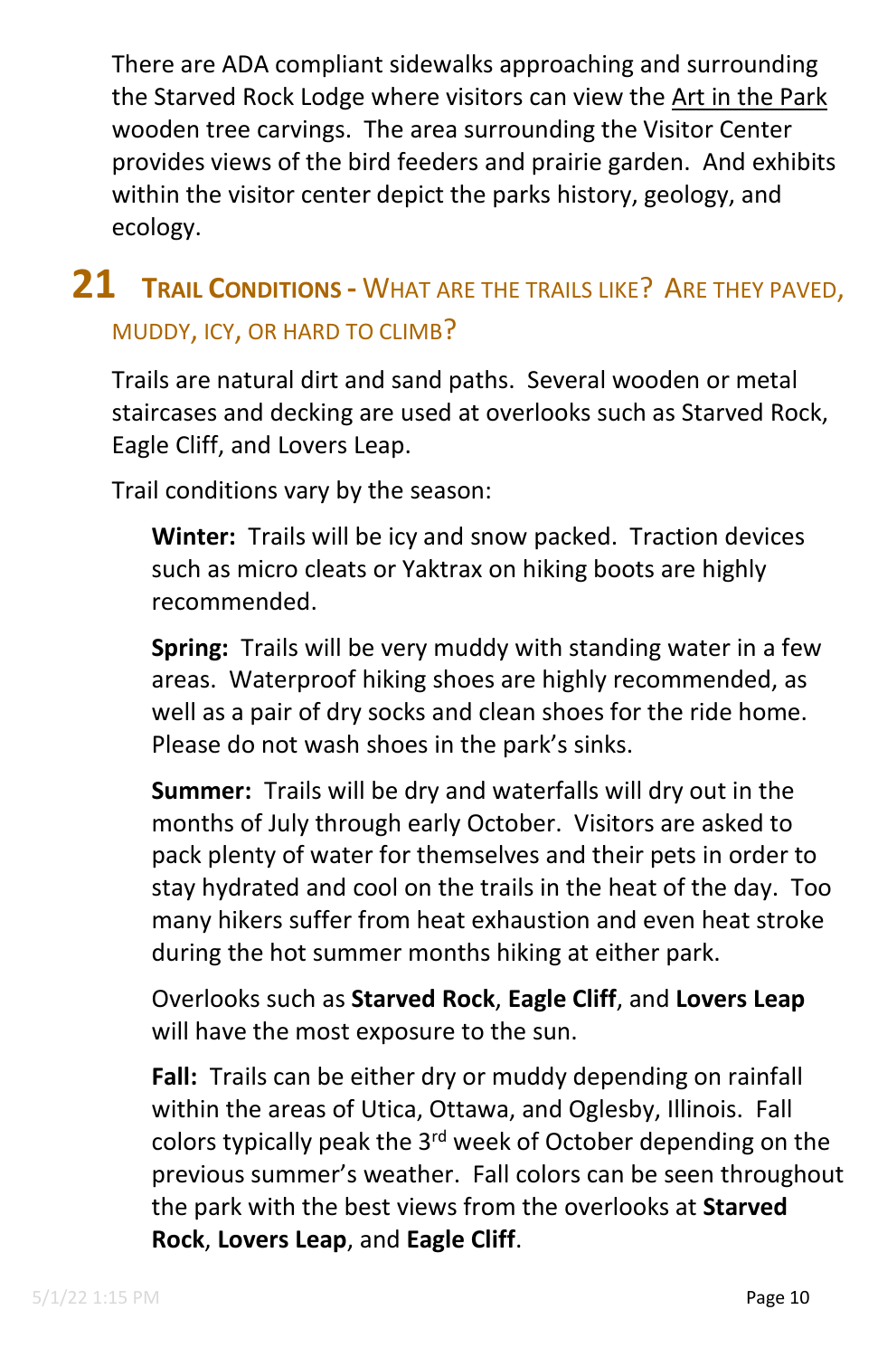There are ADA compliant sidewalks approaching and surrounding the Starved Rock Lodge where visitors can view the Art in the Park wooden tree carvings. The area surrounding the Visitor Center provides views of the bird feeders and prairie garden. And exhibits within the visitor center depict the parks history, geology, and ecology.

## 21 Trail Conditions - What are the trails like? Are they paved, muddy, icy, or hard to climb?

Trails are natural dirt and sand paths. Several wooden or metal staircases and decking are used at overlooks such as Starved Rock, Eagle Cliff, and Lovers Leap.

Trail conditions vary by the season:

**Winter:** Trails will be icy and snow packed. Traction devices such as micro cleats or Yaktrax on hiking boots are highly recommended.

**Spring:** Trails will be very muddy with standing water in a few areas. Waterproof hiking shoes are highly recommended, as well as a pair of dry socks and clean shoes for the ride home. Please do not wash shoes in the park's sinks.

**Summer:** Trails will be dry and waterfalls will dry out in the months of July through early October. Visitors are asked to pack plenty of water for themselves and their pets in order to stay hydrated and cool on the trails in the heat of the day. Too many hikers suffer from heat exhaustion and even heat stroke during the hot summer months hiking at either park.

Overlooks such as **Starved Rock**, **Eagle Cliff**, and **Lovers Leap** will have the most exposure to the sun.

**Fall:** Trails can be either dry or muddy depending on rainfall within the areas of Utica, Ottawa, and Oglesby, Illinois. Fall colors typically peak the 3rd week of October depending on the previous summer's weather. Fall colors can be seen throughout the park with the best views from the overlooks at **Starved Rock**, **Lovers Leap**, and **Eagle Cliff**.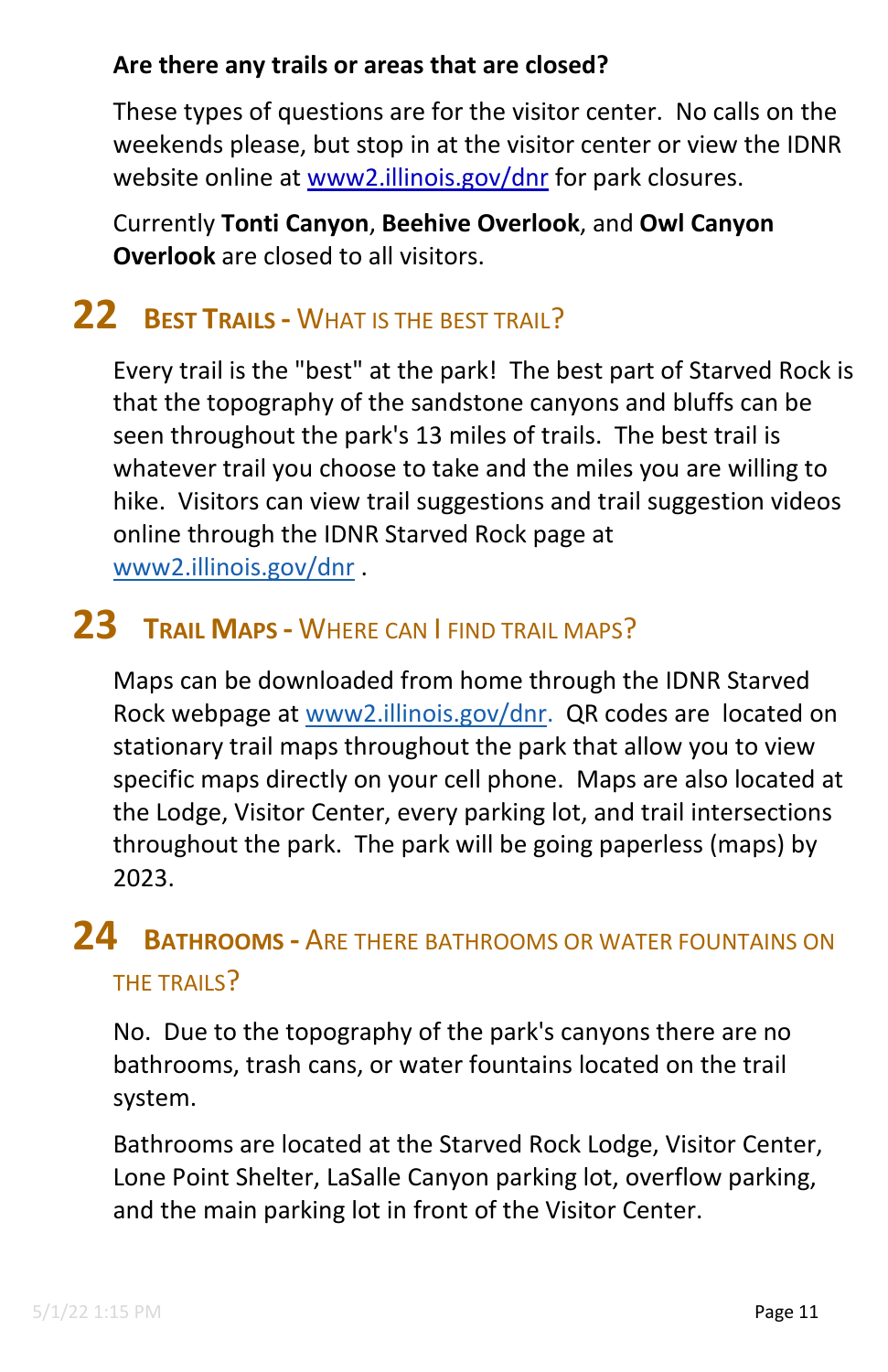**Are there any trails or areas that are closed?**

These types of questions are for the visitor center. No calls on the weekends please, but stop in at the visitor center or view the IDNR website online at [www2.illinois.gov/dnr](http://www2.illinois.gov/dnr) for park closures.

Currently **Tonti Canyon**, **Beehive Overlook**, and **Owl Canyon Overlook** are closed to all visitors.

## 22 Best Trails - What is the best trail?

Every trail is the "best" at the park! The best part of Starved Rock is that the topography of the sandstone canyons and bluffs can be seen throughout the park's 13 miles of trails. The best trail is whatever trail you choose to take and the miles you are willing to hike. Visitors can view trail suggestions and trail suggestion videos online through the IDNR Starved Rock page at [www2.illinois.gov/dnr](http://www2.illinois.gov/dnr) .

## 23 Trail Maps - Where can I find trail maps?

Maps can be downloaded from home through the IDNR Starved Rock webpage at [www2.illinois.gov/dnr](http://www2.illinois.gov/dnr). QR codes are located on stationary trail maps throughout the park that allow you to view specific maps directly on your cell phone. Maps are also located at the Lodge, Visitor Center, every parking lot, and trail intersections throughout the park. The park will be going paperless (maps) by 2023.

## 24 Bathrooms - Are there bathrooms or water fountains on the trails?

No. Due to the topography of the park's canyons there are no bathrooms, trash cans, or water fountains located on the trail system.

Bathrooms are located at the Starved Rock Lodge, Visitor Center, Lone Point Shelter, LaSalle Canyon parking lot, overflow parking, and the main parking lot in front of the Visitor Center.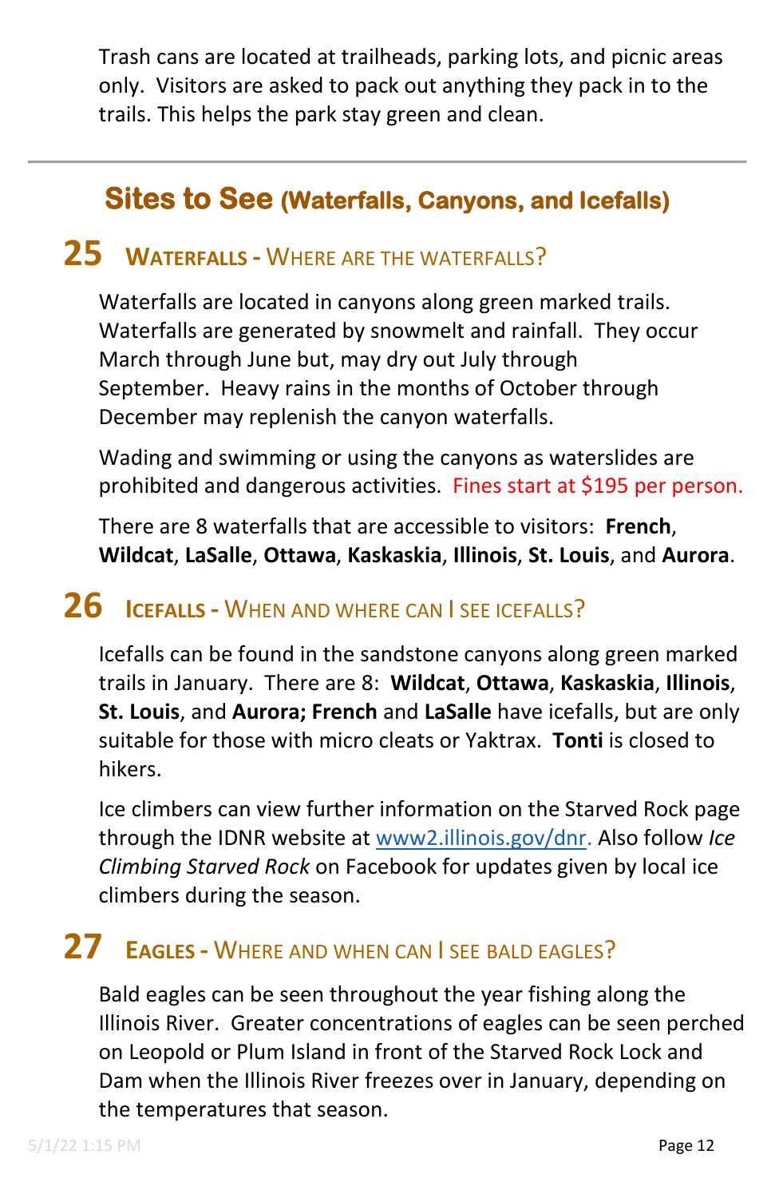Trash cans are located at trailheads, parking lots, and picnic areas only. Visitors are asked to pack out anything they pack in to the trails. This helps the park stay green and clean.

---

## Sites to See (Waterfalls, Canyons, and Icefalls)

### 25 Waterfalls - Where are the waterfalls?

Waterfalls are located in canyons along green marked trails. Waterfalls are generated by snowmelt and rainfall. They occur March through June but, may dry out July through September. Heavy rains in the months of October through December may replenish the canyon waterfalls.

Wading and swimming or using the canyons as waterslides are prohibited and dangerous activities. Fines start at $195 per person.

There are 8 waterfalls that are accessible to visitors: **French**, **Wildcat**, **LaSalle**, **Ottawa**, **Kaskaskia**, **Illinois**, **St. Louis**, and **Aurora**.

### 26 Icefalls - When and where can I see icefalls?

Icefalls can be found in the sandstone canyons along green marked trails in January. There are 8: **Wildcat**, **Ottawa**, **Kaskaskia**, **Illinois**, **St. Louis**, and **Aurora; French** and **LaSalle** have icefalls, but are only suitable for those with micro cleats or Yaktrax. **Tonti** is closed to hikers.

Ice climbers can view further information on the Starved Rock page through the IDNR website at www2.illinois.gov/dnr. Also follow *Ice Climbing Starved Rock* on Facebook for updates given by local ice climbers during the season.

### 27 Eagles - Where and when can I see bald eagles?

Bald eagles can be seen throughout the year fishing along the Illinois River. Greater concentrations of eagles can be seen perched on Leopold or Plum Island in front of the Starved Rock Lock and Dam when the Illinois River freezes over in January, depending on the temperatures that season.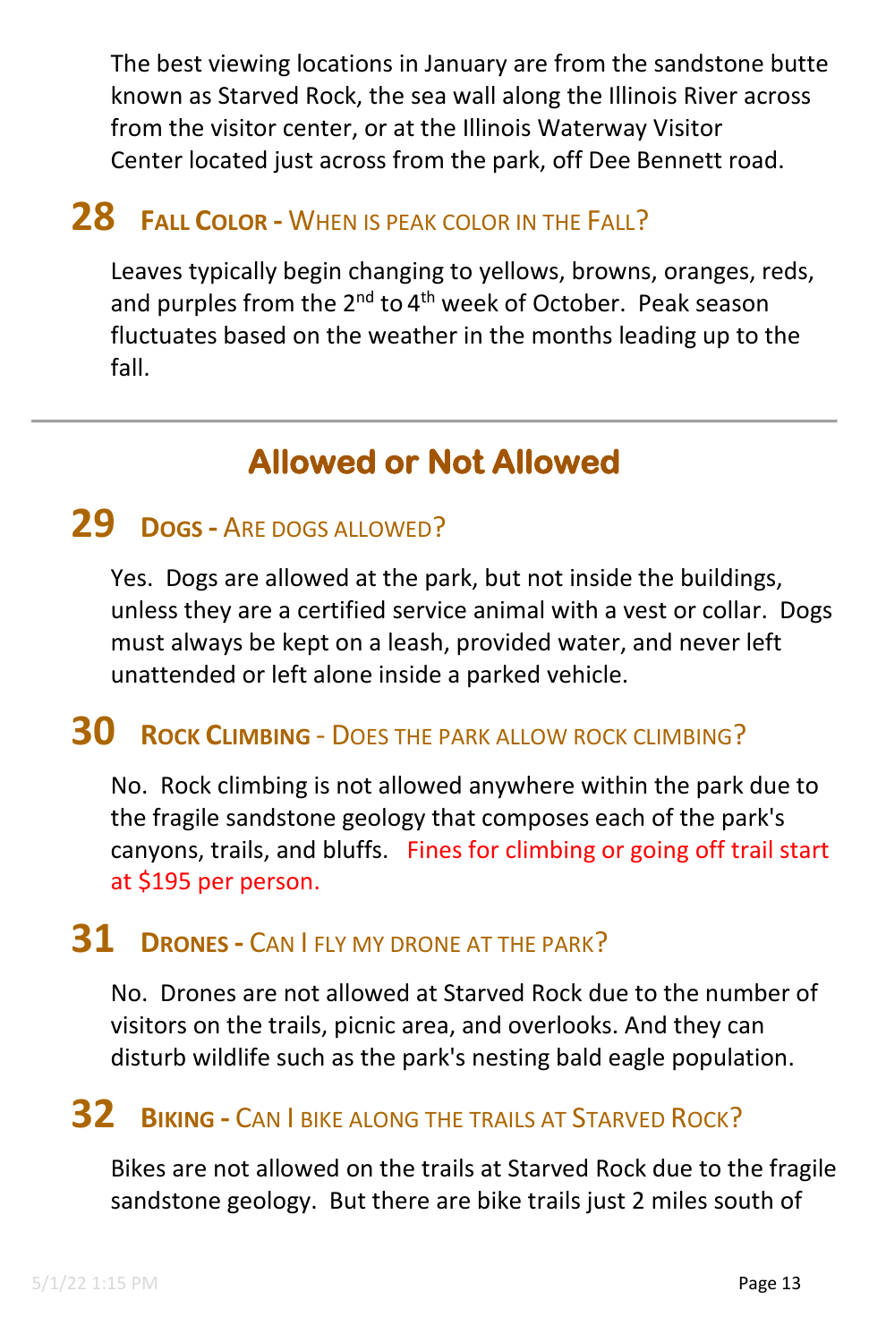The best viewing locations in January are from the sandstone butte known as Starved Rock, the sea wall along the Illinois River across from the visitor center, or at the Illinois Waterway Visitor Center located just across from the park, off Dee Bennett road.

### 28 Fall Color - When is peak color in the Fall?

Leaves typically begin changing to yellows, browns, oranges, reds, and purples from the 2nd to 4th week of October. Peak season fluctuates based on the weather in the months leading up to the fall.

---

## Allowed or Not Allowed

### 29 Dogs - Are dogs allowed?

Yes. Dogs are allowed at the park, but not inside the buildings, unless they are a certified service animal with a vest or collar. Dogs must always be kept on a leash, provided water, and never left unattended or left alone inside a parked vehicle.

### 30 Rock Climbing - Does the park allow rock climbing?

No. Rock climbing is not allowed anywhere within the park due to the fragile sandstone geology that composes each of the park's canyons, trails, and bluffs. Fines for climbing or going off trail start at $195 per person.

### 31 Drones - Can I fly my drone at the park?

No. Drones are not allowed at Starved Rock due to the number of visitors on the trails, picnic area, and overlooks. And they can disturb wildlife such as the park's nesting bald eagle population.

### 32 Biking - Can I bike along the trails at Starved Rock?

Bikes are not allowed on the trails at Starved Rock due to the fragile sandstone geology. But there are bike trails just 2 miles south of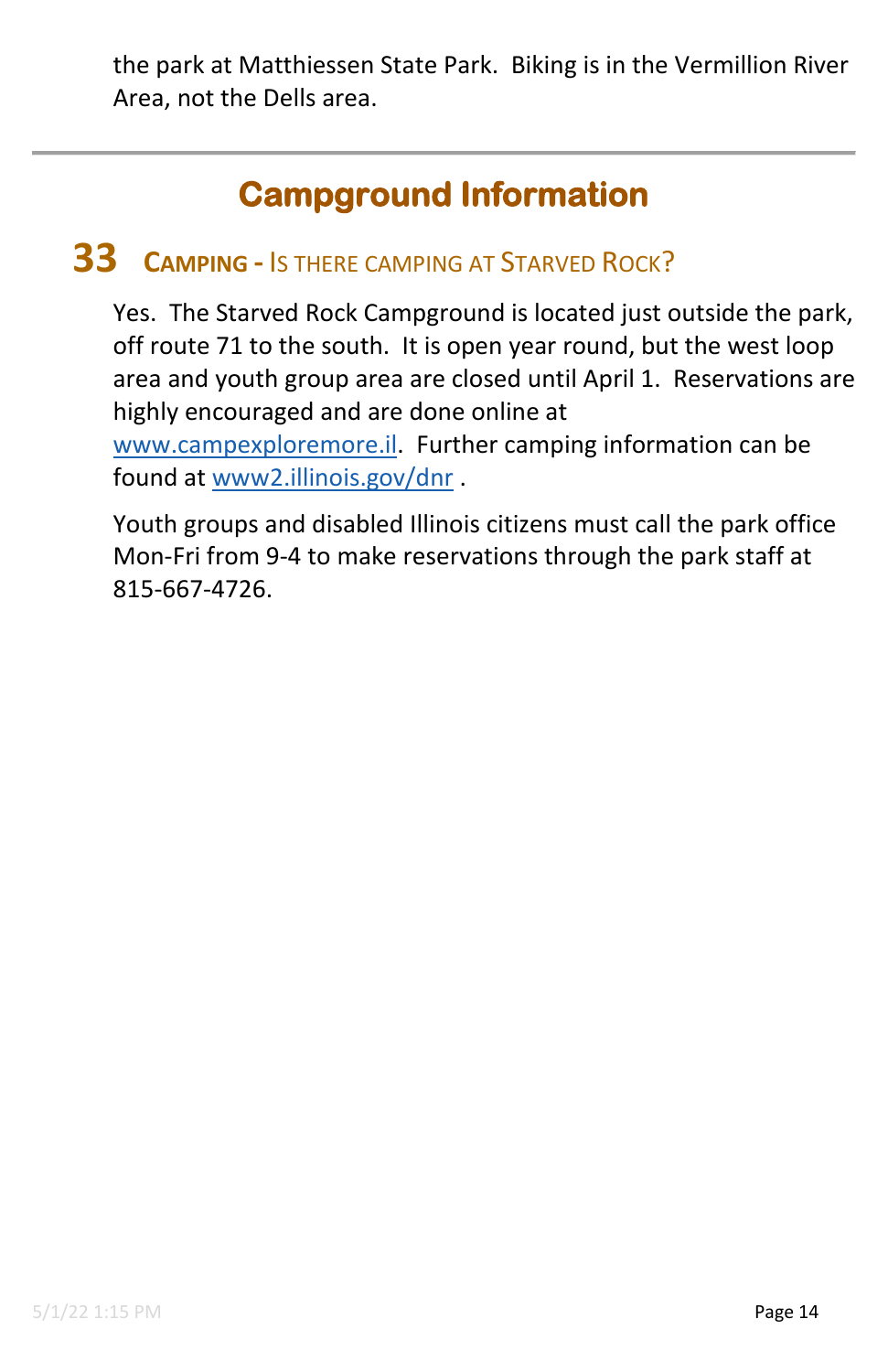the park at Matthiessen State Park.  Biking is in the Vermillion River Area, not the Dells area.

---

## Campground Information

### 33 CAMPING - IS THERE CAMPING AT STARVED ROCK?

Yes.  The Starved Rock Campground is located just outside the park, off route 71 to the south.  It is open year round, but the west loop area and youth group area are closed until April 1.  Reservations are highly encouraged and are done online at www.campexploremore.il.  Further camping information can be found at www2.illinois.gov/dnr .

Youth groups and disabled Illinois citizens must call the park office Mon-Fri from 9-4 to make reservations through the park staff at 815-667-4726.